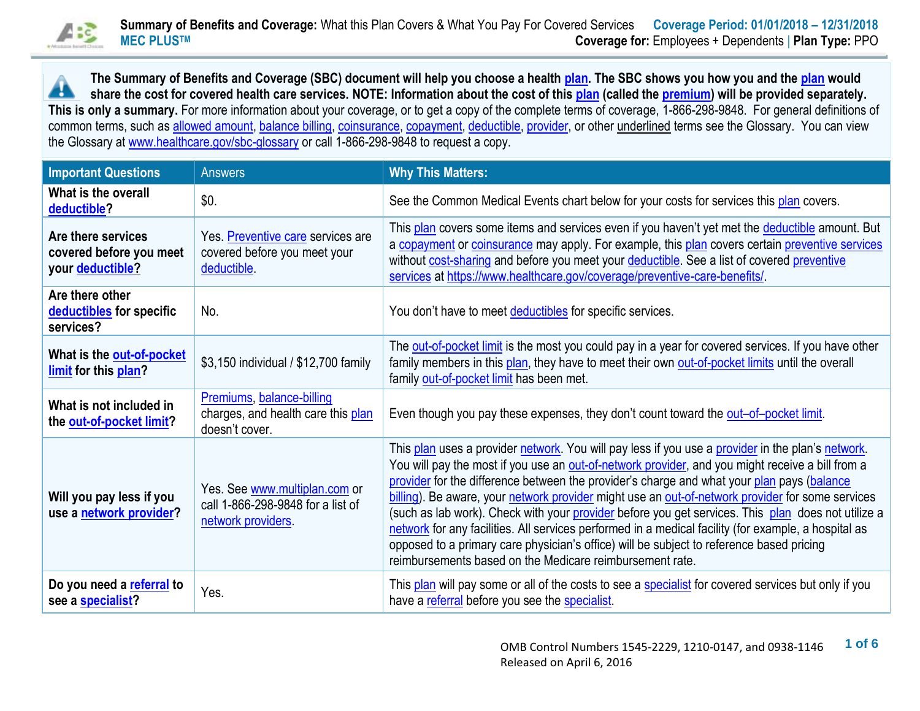**Summary of Benefits and Coverage:** What this Plan Covers & What You Pay For Covered Services

**MEC PLUS™**

**Coverage Period: 01/01/2018 – 12/31/2018**

**Coverage for:** Employees + Dependents | **Plan Type:** PPO

**The Summary of Benefits and Coverage (SBC) document will help you choose a health plan. The SBC shows you how you and the plan would share the cost for covered health care services. NOTE: Information about the cost of this plan (called the premium) will be provided separately. This is only a summary.** For more information about your coverage, or to get a copy of the complete terms of coverage, 1-866-298-9848. For general definitions of common terms, such as allowed amount, balance billing, coinsurance, copayment, deductible, provider, or other underlined terms see the Glossary. You can view the Glossary at www.healthcare.gov/sbc-glossary or call 1-866-298-9848 to request a copy.

| Important Questions | Answers | Why This Matters: |
|---|---|---|
| **What is the overall deductible?** | $0. | See the Common Medical Events chart below for your costs for services this plan covers. |
| **Are there services covered before you meet your deductible?** | Yes. Preventive care services are covered before you meet your deductible. | This plan covers some items and services even if you haven't yet met the deductible amount. But a copayment or coinsurance may apply. For example, this plan covers certain preventive services without cost-sharing and before you meet your deductible. See a list of covered preventive services at https://www.healthcare.gov/coverage/preventive-care-benefits/. |
| **Are there other deductibles for specific services?** | No. | You don't have to meet deductibles for specific services. |
| **What is the out-of-pocket limit for this plan?** | $3,150 individual / $12,700 family | The out-of-pocket limit is the most you could pay in a year for covered services. If you have other family members in this plan, they have to meet their own out-of-pocket limits until the overall family out-of-pocket limit has been met. |
| **What is not included in the out-of-pocket limit?** | Premiums, balance-billing charges, and health care this plan doesn't cover. | Even though you pay these expenses, they don't count toward the out–of–pocket limit. |
| **Will you pay less if you use a network provider?** | Yes. See www.multiplan.com or call 1-866-298-9848 for a list of network providers. | This plan uses a provider network. You will pay less if you use a provider in the plan's network. You will pay the most if you use an out-of-network provider, and you might receive a bill from a provider for the difference between the provider's charge and what your plan pays (balance billing). Be aware, your network provider might use an out-of-network provider for some services (such as lab work). Check with your provider before you get services. This plan does not utilize a network for any facilities. All services performed in a medical facility (for example, a hospital as opposed to a primary care physician's office) will be subject to reference based pricing reimbursements based on the Medicare reimbursement rate. |
| **Do you need a referral to see a specialist?** | Yes. | This plan will pay some or all of the costs to see a specialist for covered services but only if you have a referral before you see the specialist. |

OMB Control Numbers 1545-2229, 1210-0147, and 0938-1146
Released on April 6, 2016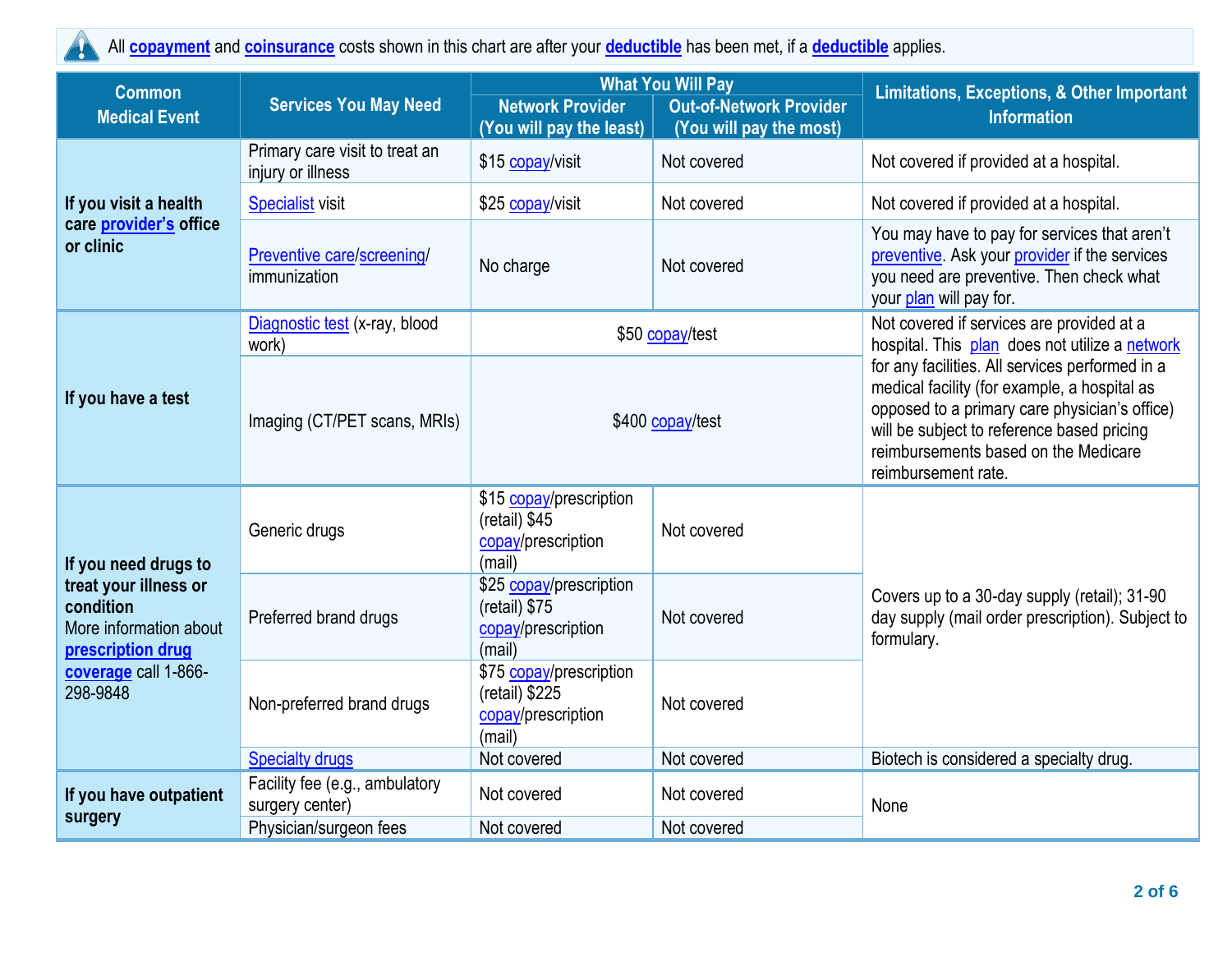All **copayment** and **coinsurance** costs shown in this chart are after your **deductible** has been met, if a **deductible** applies.

| Common Medical Event | Services You May Need | What You Will Pay | | Limitations, Exceptions, & Other Important Information |
|---|---|---|---|---|
| | | Network Provider (You will pay the least) | Out-of-Network Provider (You will pay the most) | |
| **If you visit a health care provider's office or clinic** | Primary care visit to treat an injury or illness | $15 copay/visit | Not covered | Not covered if provided at a hospital. |
| | Specialist visit | $25 copay/visit | Not covered | Not covered if provided at a hospital. |
| | Preventive care/screening/ immunization | No charge | Not covered | You may have to pay for services that aren't preventive. Ask your provider if the services you need are preventive. Then check what your plan will pay for. |
| **If you have a test** | Diagnostic test (x-ray, blood work) | $50 copay/test | | Not covered if services are provided at a hospital. This plan does not utilize a network for any facilities. All services performed in a medical facility (for example, a hospital as opposed to a primary care physician's office) will be subject to reference based pricing reimbursements based on the Medicare reimbursement rate. |
| | Imaging (CT/PET scans, MRIs) | $400 copay/test | | |
| **If you need drugs to treat your illness or condition** More information about **prescription drug coverage** call 1-866-298-9848 | Generic drugs | $15 copay/prescription (retail) $45 copay/prescription (mail) | Not covered | Covers up to a 30-day supply (retail); 31-90 day supply (mail order prescription). Subject to formulary. |
| | Preferred brand drugs | $25 copay/prescription (retail) $75 copay/prescription (mail) | Not covered | |
| | Non-preferred brand drugs | $75 copay/prescription (retail) $225 copay/prescription (mail) | Not covered | |
| | Specialty drugs | Not covered | Not covered | Biotech is considered a specialty drug. |
| **If you have outpatient surgery** | Facility fee (e.g., ambulatory surgery center) | Not covered | Not covered | None |
| | Physician/surgeon fees | Not covered | Not covered | |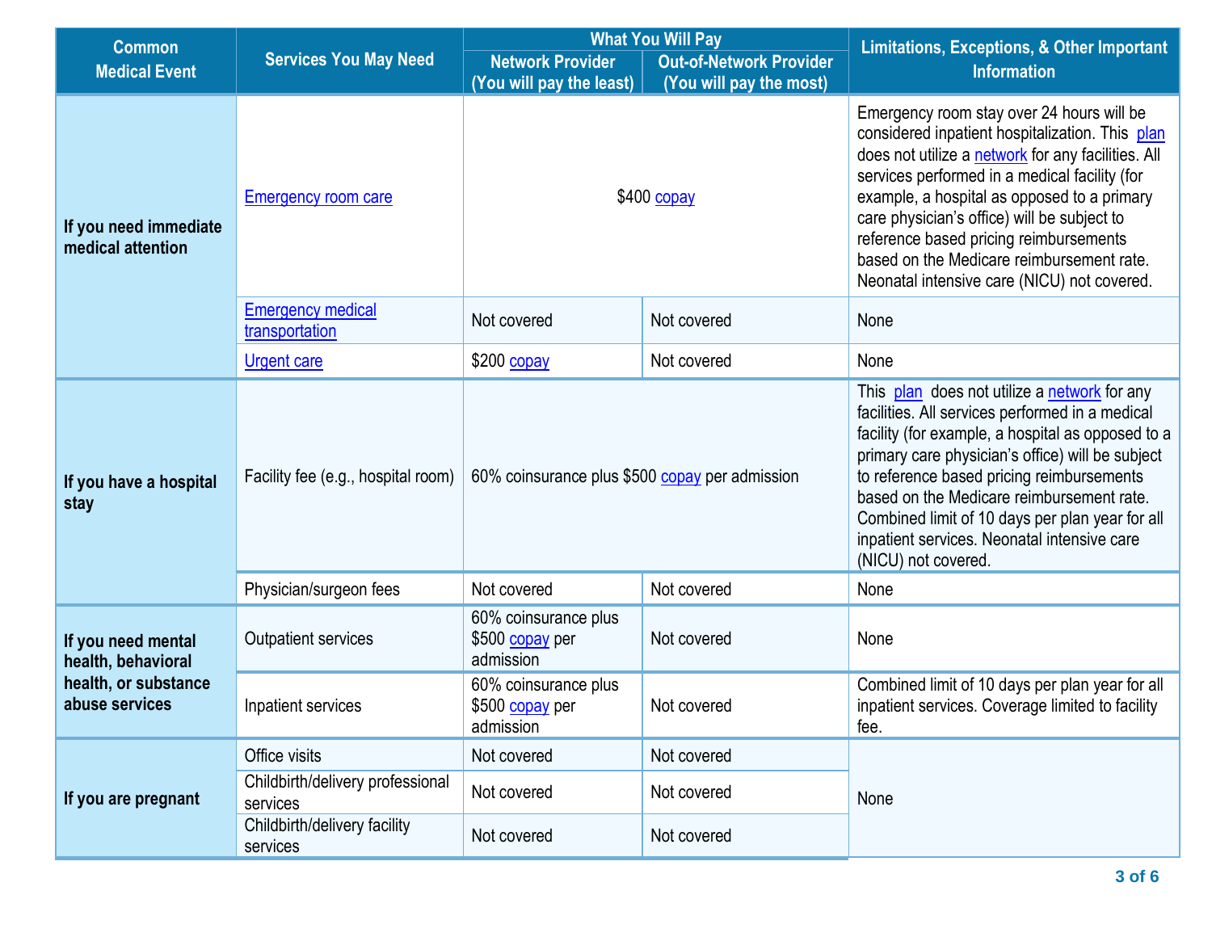| Common Medical Event | Services You May Need | What You Will Pay | | Limitations, Exceptions, & Other Important Information |
|---|---|---|---|---|
| | | Network Provider (You will pay the least) | Out-of-Network Provider (You will pay the most) | |
| If you need immediate medical attention | Emergency room care | $400 copay | | Emergency room stay over 24 hours will be considered inpatient hospitalization. This plan does not utilize a network for any facilities. All services performed in a medical facility (for example, a hospital as opposed to a primary care physician's office) will be subject to reference based pricing reimbursements based on the Medicare reimbursement rate. Neonatal intensive care (NICU) not covered. |
| | Emergency medical transportation | Not covered | Not covered | None |
| | Urgent care | $200 copay | Not covered | None |
| If you have a hospital stay | Facility fee (e.g., hospital room) | 60% coinsurance plus $500 copay per admission | | This plan does not utilize a network for any facilities. All services performed in a medical facility (for example, a hospital as opposed to a primary care physician's office) will be subject to reference based pricing reimbursements based on the Medicare reimbursement rate. Combined limit of 10 days per plan year for all inpatient services. Neonatal intensive care (NICU) not covered. |
| | Physician/surgeon fees | Not covered | Not covered | None |
| If you need mental health, behavioral health, or substance abuse services | Outpatient services | 60% coinsurance plus $500 copay per admission | Not covered | None |
| | Inpatient services | 60% coinsurance plus $500 copay per admission | Not covered | Combined limit of 10 days per plan year for all inpatient services. Coverage limited to facility fee. |
| If you are pregnant | Office visits | Not covered | Not covered | None |
| | Childbirth/delivery professional services | Not covered | Not covered | |
| | Childbirth/delivery facility services | Not covered | Not covered | |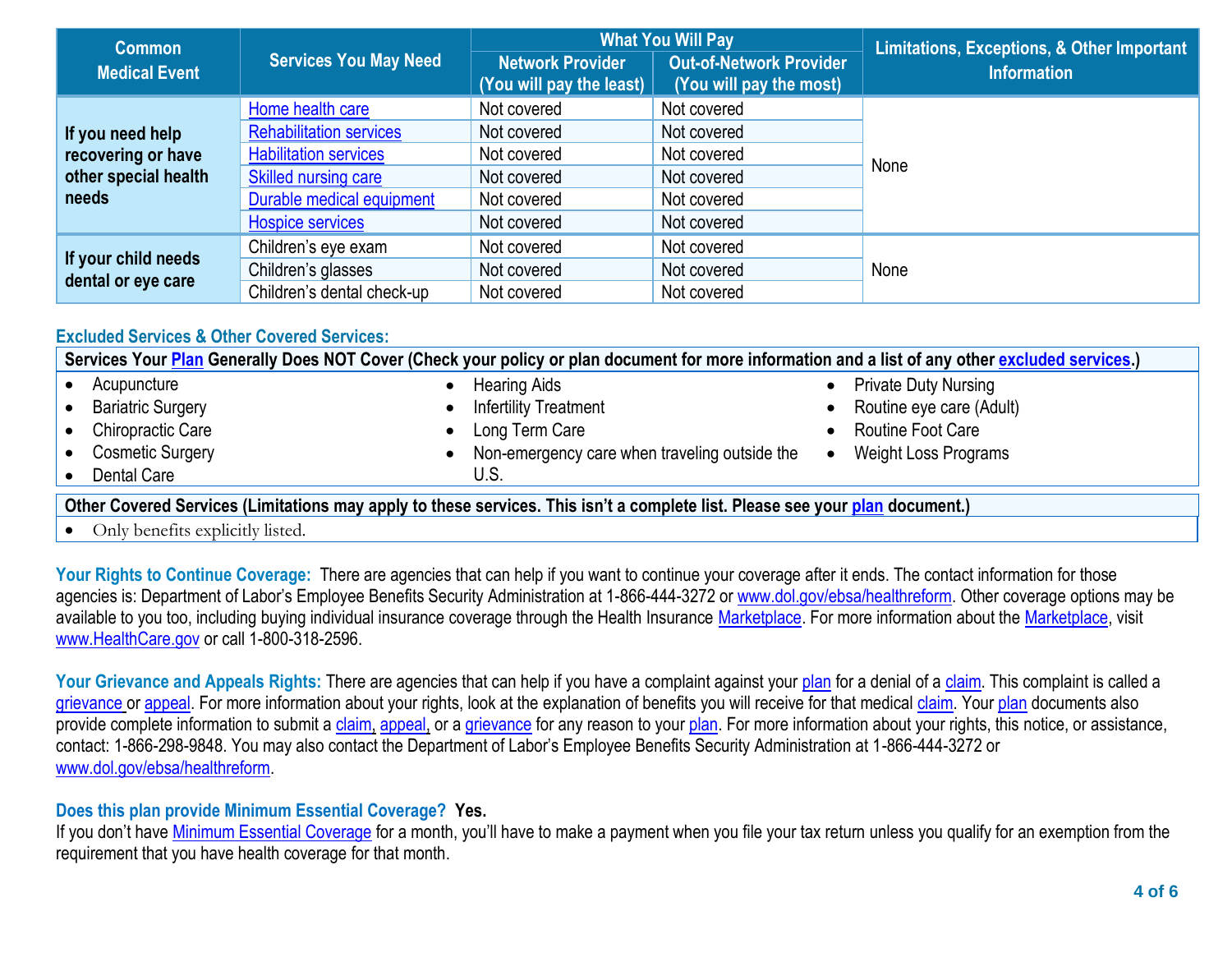| Common Medical Event | Services You May Need | What You Will Pay | | Limitations, Exceptions, & Other Important Information |
|---|---|---|---|---|
| | | Network Provider (You will pay the least) | Out-of-Network Provider (You will pay the most) | |
| If you need help recovering or have other special health needs | Home health care | Not covered | Not covered | None |
| | Rehabilitation services | Not covered | Not covered | |
| | Habilitation services | Not covered | Not covered | |
| | Skilled nursing care | Not covered | Not covered | |
| | Durable medical equipment | Not covered | Not covered | |
| | Hospice services | Not covered | Not covered | |
| If your child needs dental or eye care | Children's eye exam | Not covered | Not covered | None |
| | Children's glasses | Not covered | Not covered | |
| | Children's dental check-up | Not covered | Not covered | |

## Excluded Services & Other Covered Services:

**Services Your Plan Generally Does NOT Cover (Check your policy or plan document for more information and a list of any other excluded services.)**

- Acupuncture
- Bariatric Surgery
- Chiropractic Care
- Cosmetic Surgery
- Dental Care
- Hearing Aids
- Infertility Treatment
- Long Term Care
- Non-emergency care when traveling outside the U.S.
- Private Duty Nursing
- Routine eye care (Adult)
- Routine Foot Care
- Weight Loss Programs

**Other Covered Services (Limitations may apply to these services. This isn't a complete list. Please see your plan document.)**

- Only benefits explicitly listed.

**Your Rights to Continue Coverage:** There are agencies that can help if you want to continue your coverage after it ends. The contact information for those agencies is: Department of Labor's Employee Benefits Security Administration at 1-866-444-3272 or www.dol.gov/ebsa/healthreform. Other coverage options may be available to you too, including buying individual insurance coverage through the Health Insurance Marketplace. For more information about the Marketplace, visit www.HealthCare.gov or call 1-800-318-2596.

**Your Grievance and Appeals Rights:** There are agencies that can help if you have a complaint against your plan for a denial of a claim. This complaint is called a grievance or appeal. For more information about your rights, look at the explanation of benefits you will receive for that medical claim. Your plan documents also provide complete information to submit a claim, appeal, or a grievance for any reason to your plan. For more information about your rights, this notice, or assistance, contact: 1-866-298-9848. You may also contact the Department of Labor's Employee Benefits Security Administration at 1-866-444-3272 or www.dol.gov/ebsa/healthreform.

**Does this plan provide Minimum Essential Coverage? Yes.**

If you don't have Minimum Essential Coverage for a month, you'll have to make a payment when you file your tax return unless you qualify for an exemption from the requirement that you have health coverage for that month.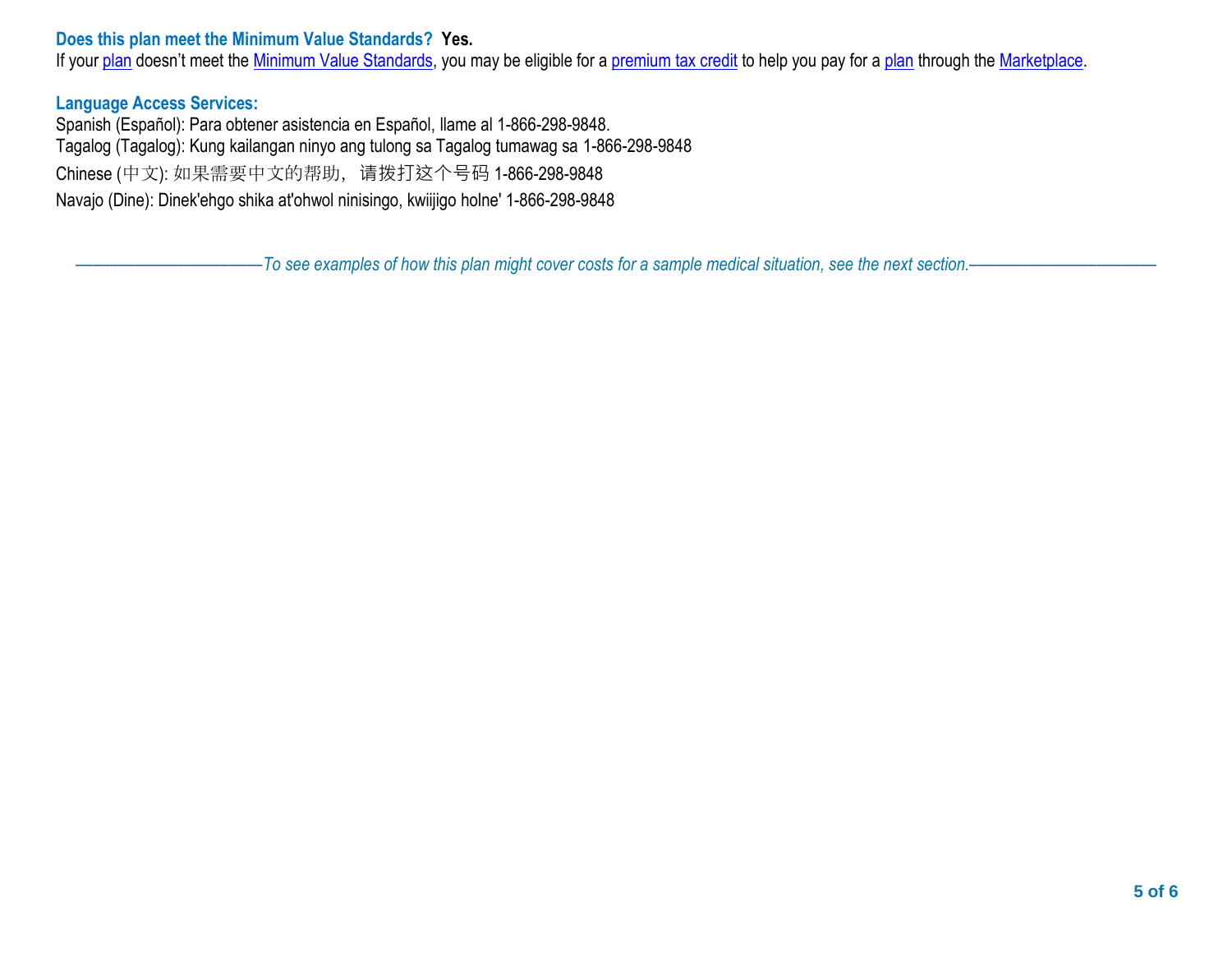### Does this plan meet the Minimum Value Standards? **Yes.**

If your plan doesn't meet the Minimum Value Standards, you may be eligible for a premium tax credit to help you pay for a plan through the Marketplace.

### Language Access Services:

Spanish (Español): Para obtener asistencia en Español, llame al 1-866-298-9848.
Tagalog (Tagalog): Kung kailangan ninyo ang tulong sa Tagalog tumawag sa 1-866-298-9848
Chinese (中文): 如果需要中文的帮助，请拨打这个号码 1-866-298-9848
Navajo (Dine): Dinek'ehgo shika at'ohwol ninisingo, kwiijigo holne' 1-866-298-9848

*——————————To see examples of how this plan might cover costs for a sample medical situation, see the next section.——————————*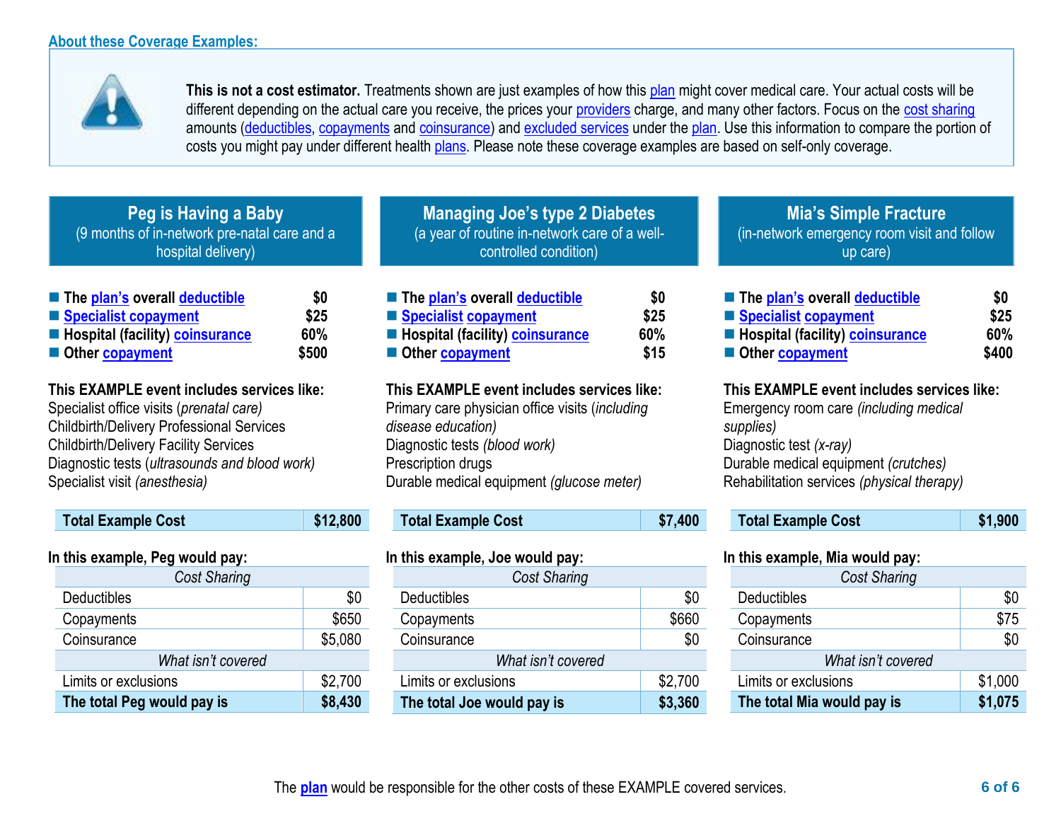## About these Coverage Examples:

**This is not a cost estimator.** Treatments shown are just examples of how this plan might cover medical care. Your actual costs will be different depending on the actual care you receive, the prices your providers charge, and many other factors. Focus on the cost sharing amounts (deductibles, copayments and coinsurance) and excluded services under the plan. Use this information to compare the portion of costs you might pay under different health plans. Please note these coverage examples are based on self-only coverage.

### Peg is Having a Baby
(9 months of in-network pre-natal care and a hospital delivery)

- **The plan's overall deductible** **$0**
- **Specialist copayment** **$25**
- **Hospital (facility) coinsurance** **60%**
- **Other copayment** **$500**

**This EXAMPLE event includes services like:**
Specialist office visits (*prenatal care)*
Childbirth/Delivery Professional Services
Childbirth/Delivery Facility Services
Diagnostic tests (*ultrasounds and blood work)*
Specialist visit *(anesthesia)*

| **Total Example Cost** | **$12,800** |
|---|---|

**In this example, Peg would pay:**

| *Cost Sharing* | |
|---|---|
| Deductibles | $0 |
| Copayments | $650 |
| Coinsurance | $5,080 |
| *What isn't covered* | |
| Limits or exclusions | $2,700 |
| **The total Peg would pay is** | **$8,430** |

### Managing Joe's type 2 Diabetes
(a year of routine in-network care of a well-controlled condition)

- **The plan's overall deductible** **$0**
- **Specialist copayment** **$25**
- **Hospital (facility) coinsurance** **60%**
- **Other copayment** **$15**

**This EXAMPLE event includes services like:**
Primary care physician office visits (*including disease education)*
Diagnostic tests *(blood work)*
Prescription drugs
Durable medical equipment *(glucose meter)*

| **Total Example Cost** | **$7,400** |
|---|---|

**In this example, Joe would pay:**

| *Cost Sharing* | |
|---|---|
| Deductibles | $0 |
| Copayments | $660 |
| Coinsurance | $0 |
| *What isn't covered* | |
| Limits or exclusions | $2,700 |
| **The total Joe would pay is** | **$3,360** |

### Mia's Simple Fracture
(in-network emergency room visit and follow up care)

- **The plan's overall deductible** **$0**
- **Specialist copayment** **$25**
- **Hospital (facility) coinsurance** **60%**
- **Other copayment** **$400**

**This EXAMPLE event includes services like:**
Emergency room care *(including medical supplies)*
Diagnostic test *(x-ray)*
Durable medical equipment *(crutches)*
Rehabilitation services *(physical therapy)*

| **Total Example Cost** | **$1,900** |
|---|---|

**In this example, Mia would pay:**

| *Cost Sharing* | |
|---|---|
| Deductibles | $0 |
| Copayments | $75 |
| Coinsurance | $0 |
| *What isn't covered* | |
| Limits or exclusions | $1,000 |
| **The total Mia would pay is** | **$1,075** |

The plan would be responsible for the other costs of these EXAMPLE covered services.